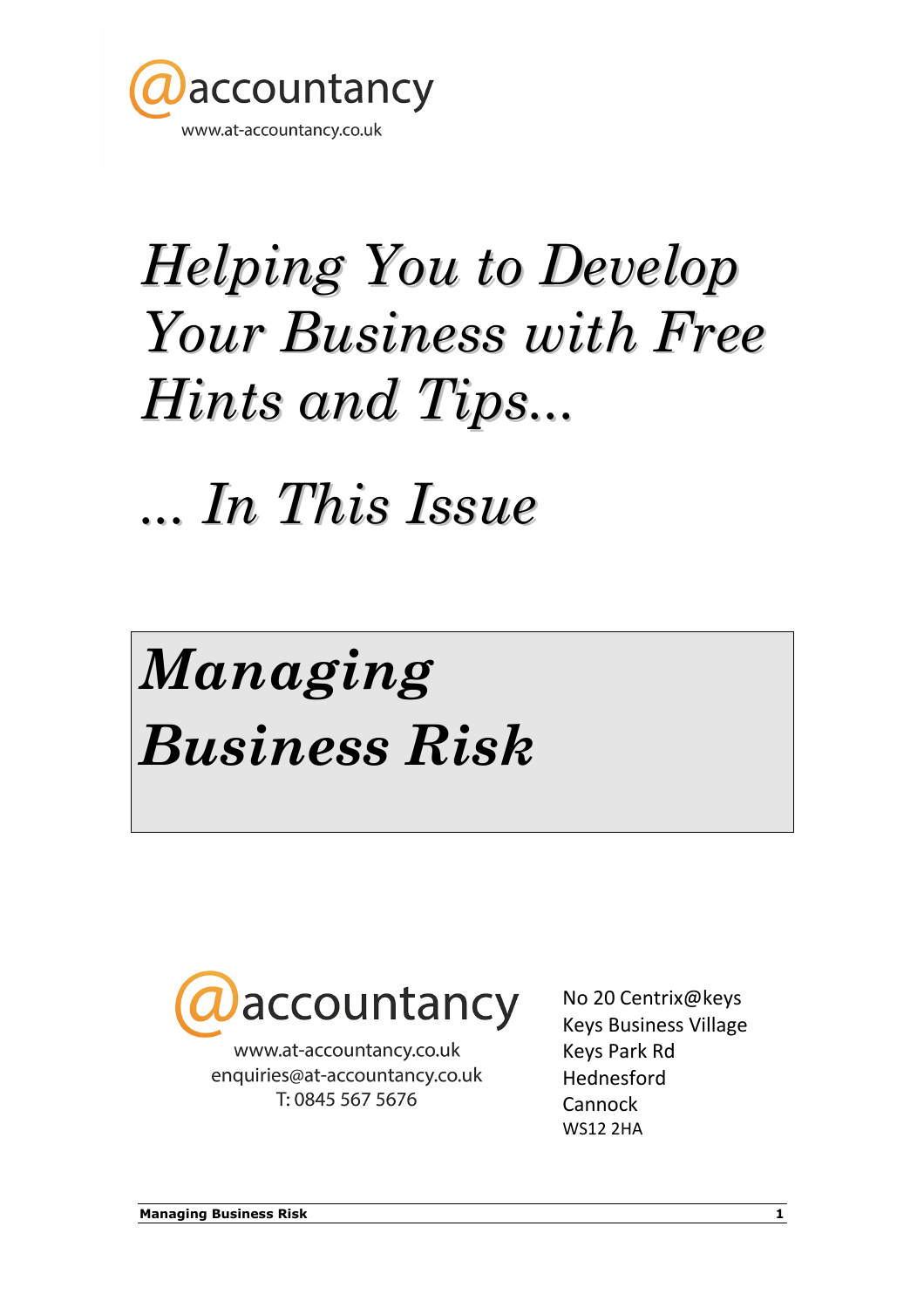@accountancy
www.at-accountancy.co.uk

# *Helping You to Develop Your Business with Free Hints and Tips...*

# *... In This Issue*

# ***Managing Business Risk***

@accountancy
www.at-accountancy.co.uk
enquiries@at-accountancy.co.uk
T: 0845 567 5676

No 20 Centrix@keys
Keys Business Village
Keys Park Rd
Hednesford
Cannock
WS12 2HA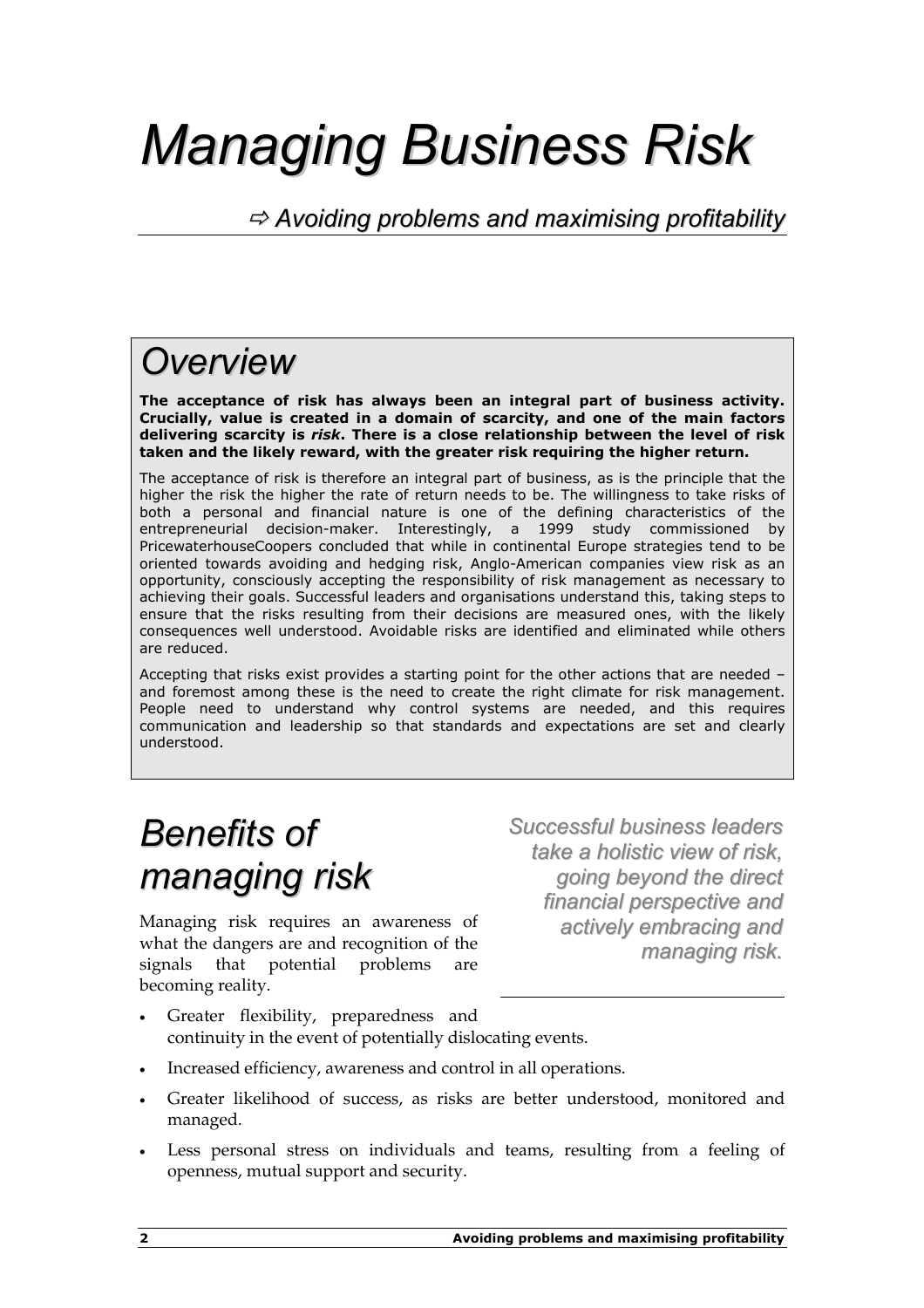# Managing Business Risk

*⇨ Avoiding problems and maximising profitability*

## Overview

**The acceptance of risk has always been an integral part of business activity. Crucially, value is created in a domain of scarcity, and one of the main factors delivering scarcity is *risk*. There is a close relationship between the level of risk taken and the likely reward, with the greater risk requiring the higher return.**

The acceptance of risk is therefore an integral part of business, as is the principle that the higher the risk the higher the rate of return needs to be. The willingness to take risks of both a personal and financial nature is one of the defining characteristics of the entrepreneurial decision-maker. Interestingly, a 1999 study commissioned by PricewaterhouseCoopers concluded that while in continental Europe strategies tend to be oriented towards avoiding and hedging risk, Anglo-American companies view risk as an opportunity, consciously accepting the responsibility of risk management as necessary to achieving their goals. Successful leaders and organisations understand this, taking steps to ensure that the risks resulting from their decisions are measured ones, with the likely consequences well understood. Avoidable risks are identified and eliminated while others are reduced.

Accepting that risks exist provides a starting point for the other actions that are needed – and foremost among these is the need to create the right climate for risk management. People need to understand why control systems are needed, and this requires communication and leadership so that standards and expectations are set and clearly understood.

## Benefits of managing risk

*Successful business leaders take a holistic view of risk, going beyond the direct financial perspective and actively embracing and managing risk.*

Managing risk requires an awareness of what the dangers are and recognition of the signals that potential problems are becoming reality.

- Greater flexibility, preparedness and continuity in the event of potentially dislocating events.
- Increased efficiency, awareness and control in all operations.
- Greater likelihood of success, as risks are better understood, monitored and managed.
- Less personal stress on individuals and teams, resulting from a feeling of openness, mutual support and security.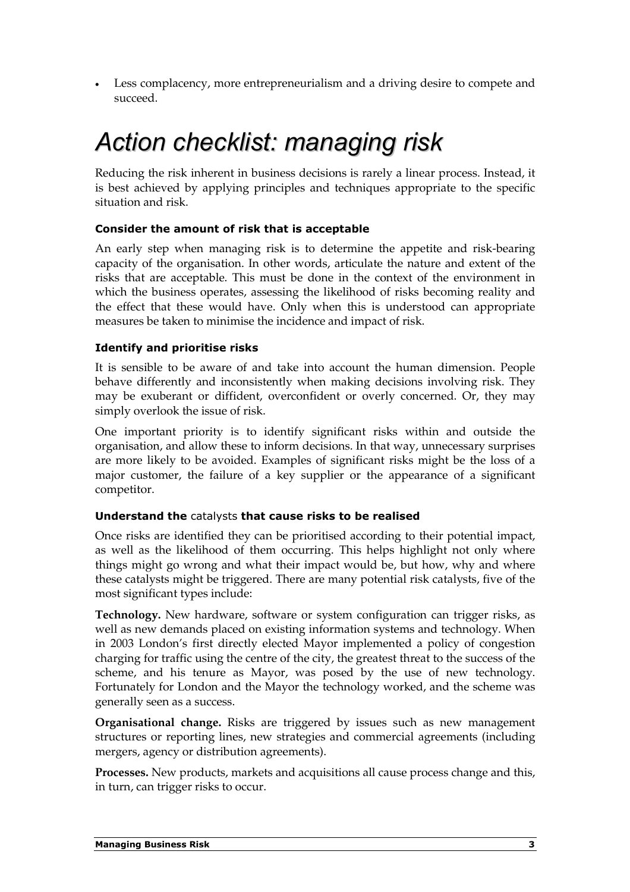- Less complacency, more entrepreneurialism and a driving desire to compete and succeed.

# *Action checklist: managing risk*

Reducing the risk inherent in business decisions is rarely a linear process. Instead, it is best achieved by applying principles and techniques appropriate to the specific situation and risk.

### Consider the amount of risk that is acceptable

An early step when managing risk is to determine the appetite and risk-bearing capacity of the organisation. In other words, articulate the nature and extent of the risks that are acceptable. This must be done in the context of the environment in which the business operates, assessing the likelihood of risks becoming reality and the effect that these would have. Only when this is understood can appropriate measures be taken to minimise the incidence and impact of risk.

### Identify and prioritise risks

It is sensible to be aware of and take into account the human dimension. People behave differently and inconsistently when making decisions involving risk. They may be exuberant or diffident, overconfident or overly concerned. Or, they may simply overlook the issue of risk.

One important priority is to identify significant risks within and outside the organisation, and allow these to inform decisions. In that way, unnecessary surprises are more likely to be avoided. Examples of significant risks might be the loss of a major customer, the failure of a key supplier or the appearance of a significant competitor.

### Understand the catalysts that cause risks to be realised

Once risks are identified they can be prioritised according to their potential impact, as well as the likelihood of them occurring. This helps highlight not only where things might go wrong and what their impact would be, but how, why and where these catalysts might be triggered. There are many potential risk catalysts, five of the most significant types include:

**Technology.** New hardware, software or system configuration can trigger risks, as well as new demands placed on existing information systems and technology. When in 2003 London's first directly elected Mayor implemented a policy of congestion charging for traffic using the centre of the city, the greatest threat to the success of the scheme, and his tenure as Mayor, was posed by the use of new technology. Fortunately for London and the Mayor the technology worked, and the scheme was generally seen as a success.

**Organisational change.** Risks are triggered by issues such as new management structures or reporting lines, new strategies and commercial agreements (including mergers, agency or distribution agreements).

**Processes.** New products, markets and acquisitions all cause process change and this, in turn, can trigger risks to occur.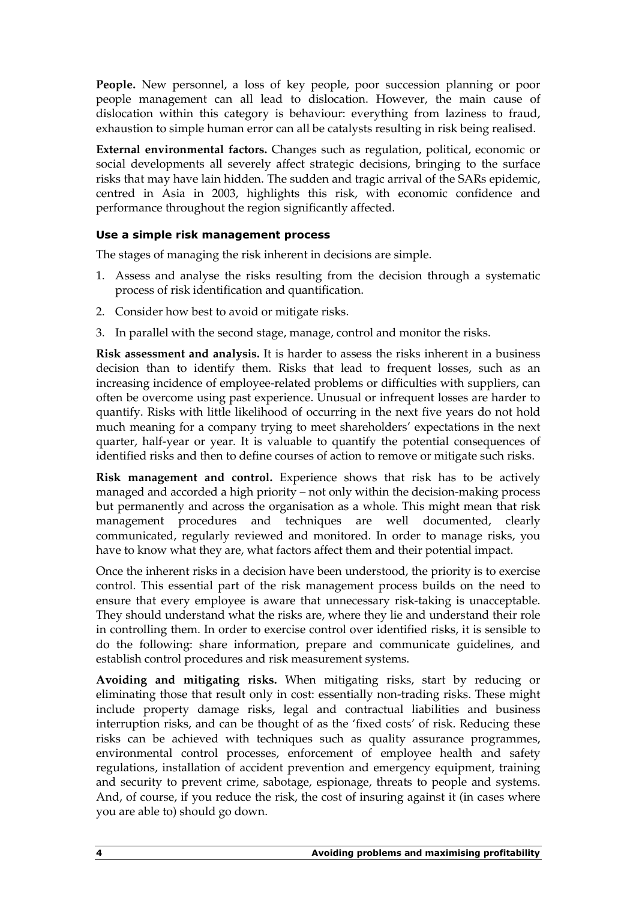**People.** New personnel, a loss of key people, poor succession planning or poor people management can all lead to dislocation. However, the main cause of dislocation within this category is behaviour: everything from laziness to fraud, exhaustion to simple human error can all be catalysts resulting in risk being realised.

**External environmental factors.** Changes such as regulation, political, economic or social developments all severely affect strategic decisions, bringing to the surface risks that may have lain hidden. The sudden and tragic arrival of the SARs epidemic, centred in Asia in 2003, highlights this risk, with economic confidence and performance throughout the region significantly affected.

### Use a simple risk management process

The stages of managing the risk inherent in decisions are simple.

1. Assess and analyse the risks resulting from the decision through a systematic process of risk identification and quantification.
2. Consider how best to avoid or mitigate risks.
3. In parallel with the second stage, manage, control and monitor the risks.

**Risk assessment and analysis.** It is harder to assess the risks inherent in a business decision than to identify them. Risks that lead to frequent losses, such as an increasing incidence of employee-related problems or difficulties with suppliers, can often be overcome using past experience. Unusual or infrequent losses are harder to quantify. Risks with little likelihood of occurring in the next five years do not hold much meaning for a company trying to meet shareholders' expectations in the next quarter, half-year or year. It is valuable to quantify the potential consequences of identified risks and then to define courses of action to remove or mitigate such risks.

**Risk management and control.** Experience shows that risk has to be actively managed and accorded a high priority – not only within the decision-making process but permanently and across the organisation as a whole. This might mean that risk management procedures and techniques are well documented, clearly communicated, regularly reviewed and monitored. In order to manage risks, you have to know what they are, what factors affect them and their potential impact.

Once the inherent risks in a decision have been understood, the priority is to exercise control. This essential part of the risk management process builds on the need to ensure that every employee is aware that unnecessary risk-taking is unacceptable. They should understand what the risks are, where they lie and understand their role in controlling them. In order to exercise control over identified risks, it is sensible to do the following: share information, prepare and communicate guidelines, and establish control procedures and risk measurement systems.

**Avoiding and mitigating risks.** When mitigating risks, start by reducing or eliminating those that result only in cost: essentially non-trading risks. These might include property damage risks, legal and contractual liabilities and business interruption risks, and can be thought of as the 'fixed costs' of risk. Reducing these risks can be achieved with techniques such as quality assurance programmes, environmental control processes, enforcement of employee health and safety regulations, installation of accident prevention and emergency equipment, training and security to prevent crime, sabotage, espionage, threats to people and systems. And, of course, if you reduce the risk, the cost of insuring against it (in cases where you are able to) should go down.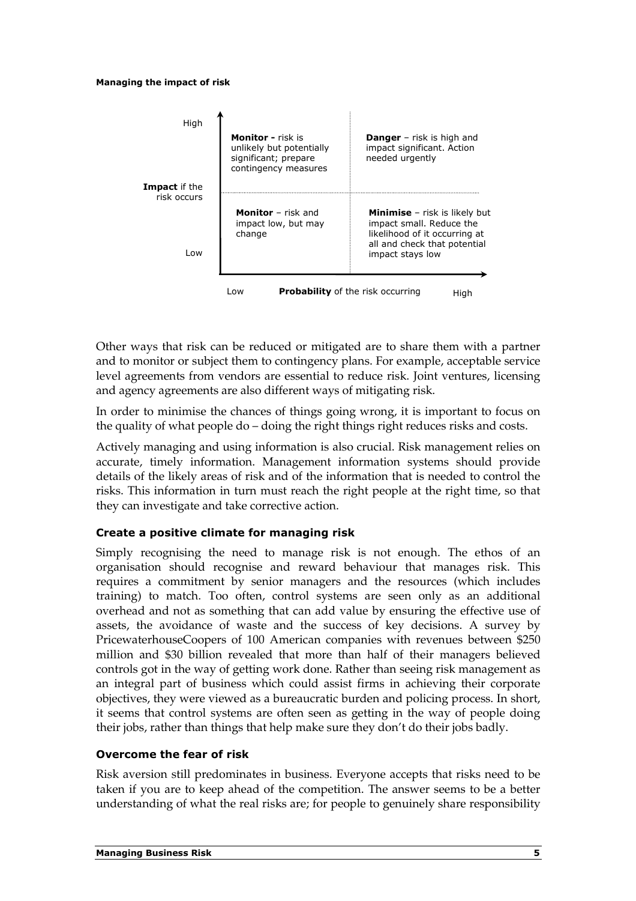**Managing the impact of risk**

| Impact if the risk occurs | Low probability | High probability |
|---|---|---|
| High | **Monitor -** risk is unlikely but potentially significant; prepare contingency measures | **Danger** – risk is high and impact significant. Action needed urgently |
| Low | **Monitor** – risk and impact low, but may change | **Minimise** – risk is likely but impact small. Reduce the likelihood of it occurring at all and check that potential impact stays low |

**Probability** of the risk occurring (Low → High)

Other ways that risk can be reduced or mitigated are to share them with a partner and to monitor or subject them to contingency plans. For example, acceptable service level agreements from vendors are essential to reduce risk. Joint ventures, licensing and agency agreements are also different ways of mitigating risk.

In order to minimise the chances of things going wrong, it is important to focus on the quality of what people do – doing the right things right reduces risks and costs.

Actively managing and using information is also crucial. Risk management relies on accurate, timely information. Management information systems should provide details of the likely areas of risk and of the information that is needed to control the risks. This information in turn must reach the right people at the right time, so that they can investigate and take corrective action.

### Create a positive climate for managing risk

Simply recognising the need to manage risk is not enough. The ethos of an organisation should recognise and reward behaviour that manages risk. This requires a commitment by senior managers and the resources (which includes training) to match. Too often, control systems are seen only as an additional overhead and not as something that can add value by ensuring the effective use of assets, the avoidance of waste and the success of key decisions. A survey by PricewaterhouseCoopers of 100 American companies with revenues between $250 million and $30 billion revealed that more than half of their managers believed controls got in the way of getting work done. Rather than seeing risk management as an integral part of business which could assist firms in achieving their corporate objectives, they were viewed as a bureaucratic burden and policing process. In short, it seems that control systems are often seen as getting in the way of people doing their jobs, rather than things that help make sure they don't do their jobs badly.

### Overcome the fear of risk

Risk aversion still predominates in business. Everyone accepts that risks need to be taken if you are to keep ahead of the competition. The answer seems to be a better understanding of what the real risks are; for people to genuinely share responsibility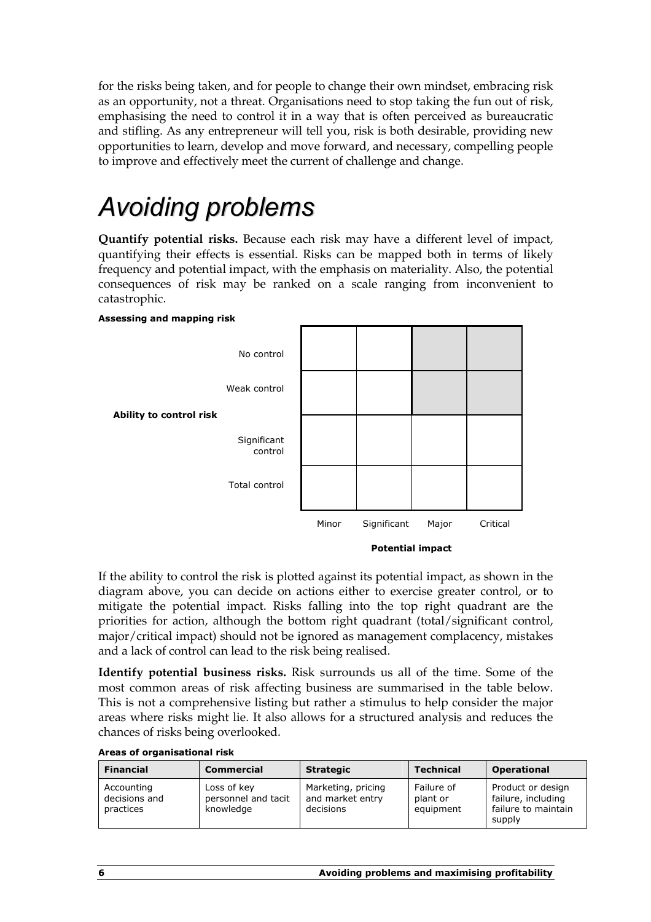for the risks being taken, and for people to change their own mindset, embracing risk as an opportunity, not a threat. Organisations need to stop taking the fun out of risk, emphasising the need to control it in a way that is often perceived as bureaucratic and stifling. As any entrepreneur will tell you, risk is both desirable, providing new opportunities to learn, develop and move forward, and necessary, compelling people to improve and effectively meet the current of challenge and change.

# Avoiding problems

**Quantify potential risks.** Because each risk may have a different level of impact, quantifying their effects is essential. Risks can be mapped both in terms of likely frequency and potential impact, with the emphasis on materiality. Also, the potential consequences of risk may be ranked on a scale ranging from inconvenient to catastrophic.

**Assessing and mapping risk**

| Ability to control risk | Minor | Significant | Major | Critical |
|---|---|---|---|---|
| No control | | | | |
| Weak control | | | | |
| Significant control | | | | |
| Total control | | | | |

**Potential impact**

If the ability to control the risk is plotted against its potential impact, as shown in the diagram above, you can decide on actions either to exercise greater control, or to mitigate the potential impact. Risks falling into the top right quadrant are the priorities for action, although the bottom right quadrant (total/significant control, major/critical impact) should not be ignored as management complacency, mistakes and a lack of control can lead to the risk being realised.

**Identify potential business risks.** Risk surrounds us all of the time. Some of the most common areas of risk affecting business are summarised in the table below. This is not a comprehensive listing but rather a stimulus to help consider the major areas where risks might lie. It also allows for a structured analysis and reduces the chances of risks being overlooked.

**Areas of organisational risk**

| Financial | Commercial | Strategic | Technical | Operational |
|---|---|---|---|---|
| Accounting decisions and practices | Loss of key personnel and tacit knowledge | Marketing, pricing and market entry decisions | Failure of plant or equipment | Product or design failure, including failure to maintain supply |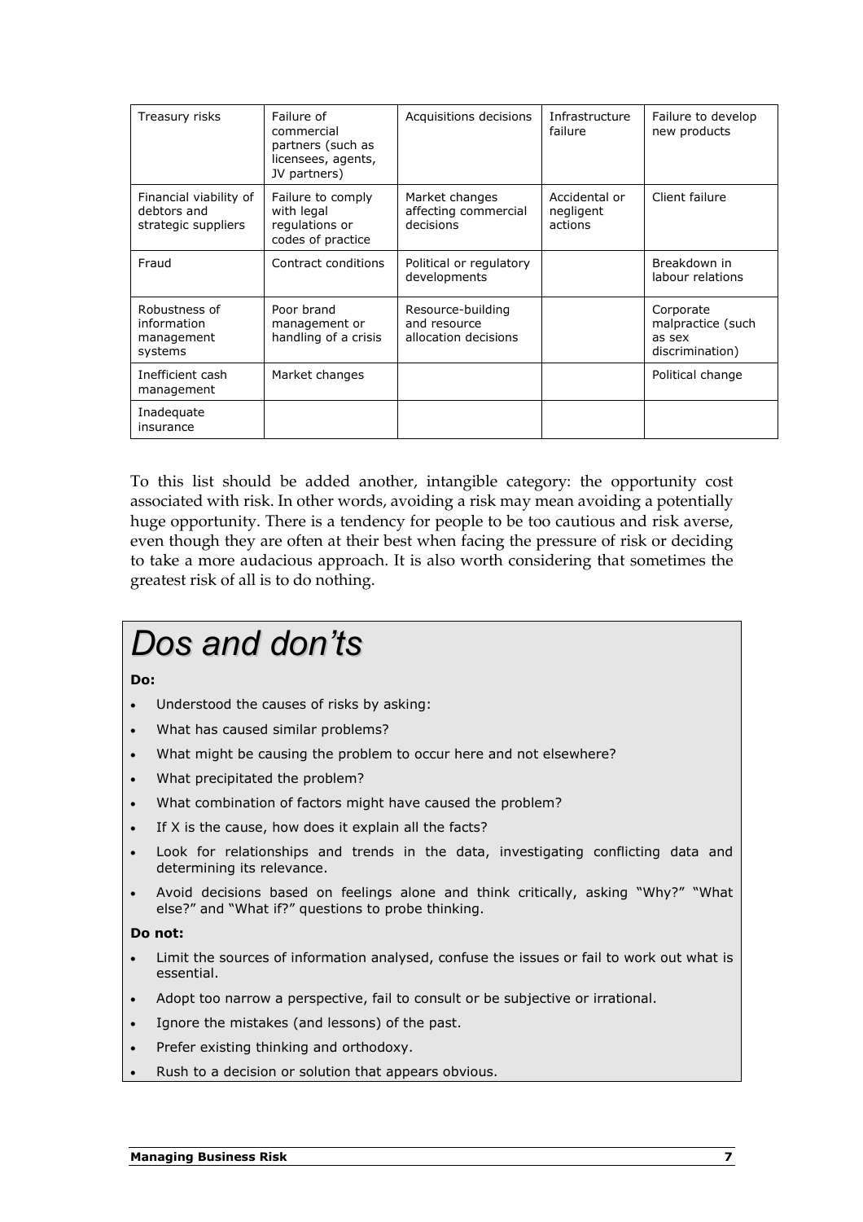| Treasury risks | Failure of commercial partners (such as licensees, agents, JV partners) | Acquisitions decisions | Infrastructure failure | Failure to develop new products |
|---|---|---|---|---|
| Financial viability of debtors and strategic suppliers | Failure to comply with legal regulations or codes of practice | Market changes affecting commercial decisions | Accidental or negligent actions | Client failure |
| Fraud | Contract conditions | Political or regulatory developments | | Breakdown in labour relations |
| Robustness of information management systems | Poor brand management or handling of a crisis | Resource-building and resource allocation decisions | | Corporate malpractice (such as sex discrimination) |
| Inefficient cash management | Market changes | | | Political change |
| Inadequate insurance | | | | |

To this list should be added another, intangible category: the opportunity cost associated with risk. In other words, avoiding a risk may mean avoiding a potentially huge opportunity. There is a tendency for people to be too cautious and risk averse, even though they are often at their best when facing the pressure of risk or deciding to take a more audacious approach. It is also worth considering that sometimes the greatest risk of all is to do nothing.

# *Dos and don'ts*

**Do:**

- Understood the causes of risks by asking:
- What has caused similar problems?
- What might be causing the problem to occur here and not elsewhere?
- What precipitated the problem?
- What combination of factors might have caused the problem?
- If X is the cause, how does it explain all the facts?
- Look for relationships and trends in the data, investigating conflicting data and determining its relevance.
- Avoid decisions based on feelings alone and think critically, asking "Why?" "What else?" and "What if?" questions to probe thinking.

**Do not:**

- Limit the sources of information analysed, confuse the issues or fail to work out what is essential.
- Adopt too narrow a perspective, fail to consult or be subjective or irrational.
- Ignore the mistakes (and lessons) of the past.
- Prefer existing thinking and orthodoxy.
- Rush to a decision or solution that appears obvious.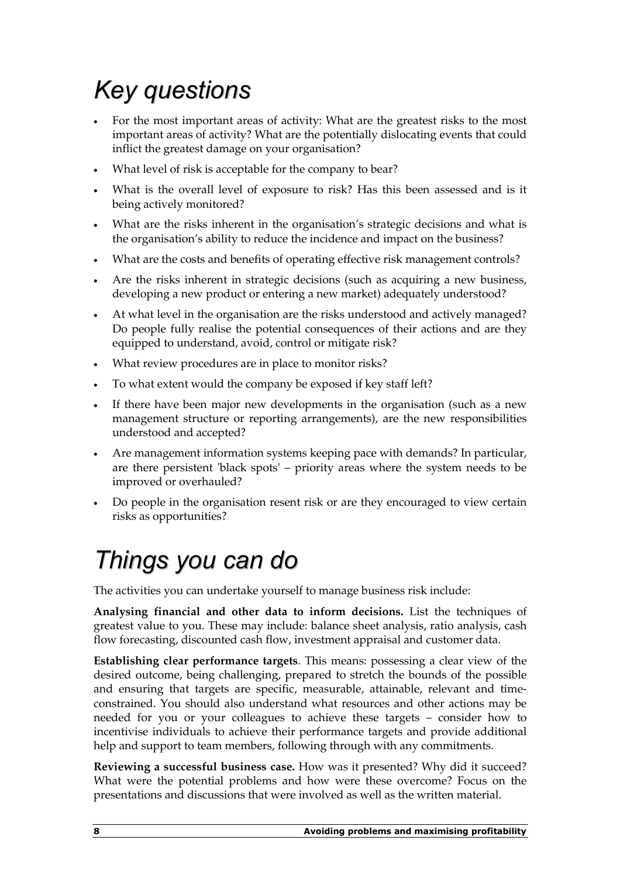# *Key questions*

- For the most important areas of activity: What are the greatest risks to the most important areas of activity? What are the potentially dislocating events that could inflict the greatest damage on your organisation?
- What level of risk is acceptable for the company to bear?
- What is the overall level of exposure to risk? Has this been assessed and is it being actively monitored?
- What are the risks inherent in the organisation's strategic decisions and what is the organisation's ability to reduce the incidence and impact on the business?
- What are the costs and benefits of operating effective risk management controls?
- Are the risks inherent in strategic decisions (such as acquiring a new business, developing a new product or entering a new market) adequately understood?
- At what level in the organisation are the risks understood and actively managed? Do people fully realise the potential consequences of their actions and are they equipped to understand, avoid, control or mitigate risk?
- What review procedures are in place to monitor risks?
- To what extent would the company be exposed if key staff left?
- If there have been major new developments in the organisation (such as a new management structure or reporting arrangements), are the new responsibilities understood and accepted?
- Are management information systems keeping pace with demands? In particular, are there persistent 'black spots' – priority areas where the system needs to be improved or overhauled?
- Do people in the organisation resent risk or are they encouraged to view certain risks as opportunities?

# *Things you can do*

The activities you can undertake yourself to manage business risk include:

**Analysing financial and other data to inform decisions.** List the techniques of greatest value to you. These may include: balance sheet analysis, ratio analysis, cash flow forecasting, discounted cash flow, investment appraisal and customer data.

**Establishing clear performance targets**. This means: possessing a clear view of the desired outcome, being challenging, prepared to stretch the bounds of the possible and ensuring that targets are specific, measurable, attainable, relevant and time-constrained. You should also understand what resources and other actions may be needed for you or your colleagues to achieve these targets – consider how to incentivise individuals to achieve their performance targets and provide additional help and support to team members, following through with any commitments.

**Reviewing a successful business case.** How was it presented? Why did it succeed? What were the potential problems and how were these overcome? Focus on the presentations and discussions that were involved as well as the written material.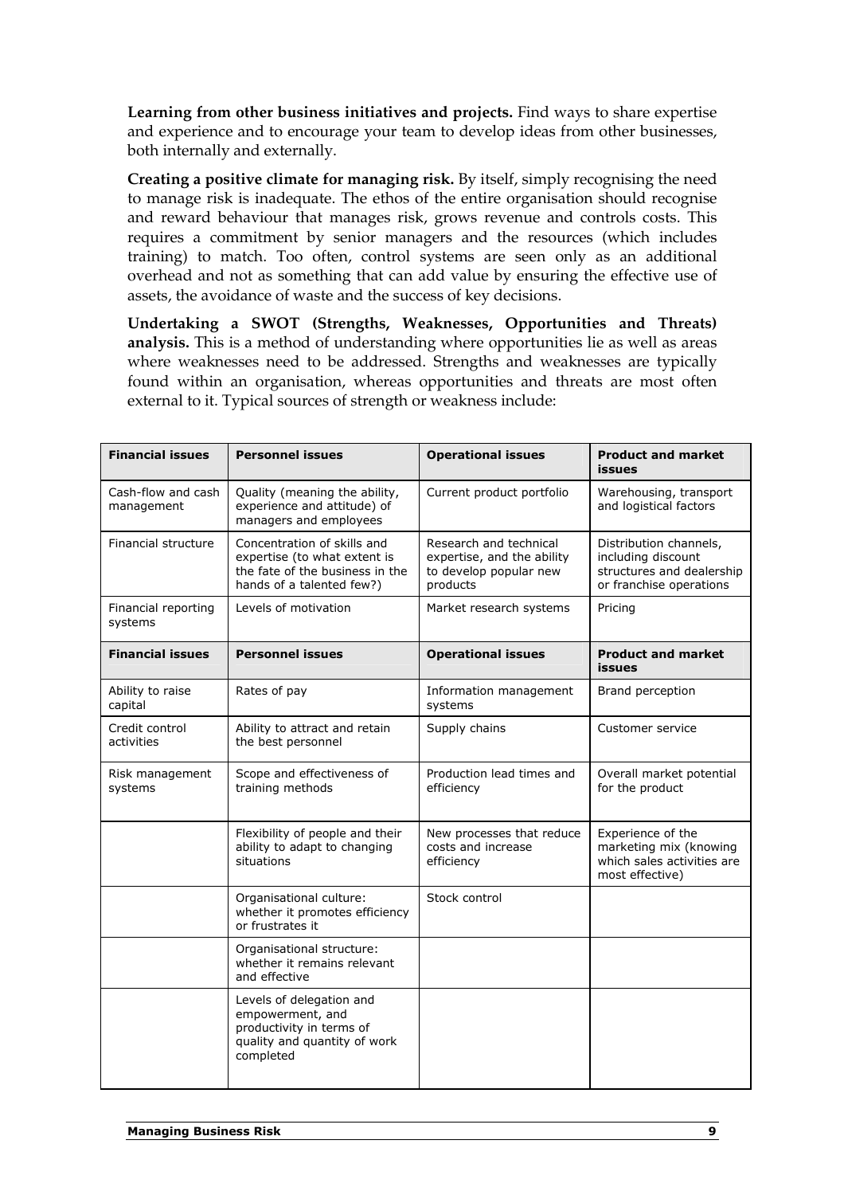**Learning from other business initiatives and projects.** Find ways to share expertise and experience and to encourage your team to develop ideas from other businesses, both internally and externally.

**Creating a positive climate for managing risk.** By itself, simply recognising the need to manage risk is inadequate. The ethos of the entire organisation should recognise and reward behaviour that manages risk, grows revenue and controls costs. This requires a commitment by senior managers and the resources (which includes training) to match. Too often, control systems are seen only as an additional overhead and not as something that can add value by ensuring the effective use of assets, the avoidance of waste and the success of key decisions.

**Undertaking a SWOT (Strengths, Weaknesses, Opportunities and Threats) analysis.** This is a method of understanding where opportunities lie as well as areas where weaknesses need to be addressed. Strengths and weaknesses are typically found within an organisation, whereas opportunities and threats are most often external to it. Typical sources of strength or weakness include:

| Financial issues | Personnel issues | Operational issues | Product and market issues |
|---|---|---|---|
| Cash-flow and cash management | Quality (meaning the ability, experience and attitude) of managers and employees | Current product portfolio | Warehousing, transport and logistical factors |
| Financial structure | Concentration of skills and expertise (to what extent is the fate of the business in the hands of a talented few?) | Research and technical expertise, and the ability to develop popular new products | Distribution channels, including discount structures and dealership or franchise operations |
| Financial reporting systems | Levels of motivation | Market research systems | Pricing |
| **Financial issues** | **Personnel issues** | **Operational issues** | **Product and market issues** |
| Ability to raise capital | Rates of pay | Information management systems | Brand perception |
| Credit control activities | Ability to attract and retain the best personnel | Supply chains | Customer service |
| Risk management systems | Scope and effectiveness of training methods | Production lead times and efficiency | Overall market potential for the product |
| | Flexibility of people and their ability to adapt to changing situations | New processes that reduce costs and increase efficiency | Experience of the marketing mix (knowing which sales activities are most effective) |
| | Organisational culture: whether it promotes efficiency or frustrates it | Stock control | |
| | Organisational structure: whether it remains relevant and effective | | |
| | Levels of delegation and empowerment, and productivity in terms of quality and quantity of work completed | | |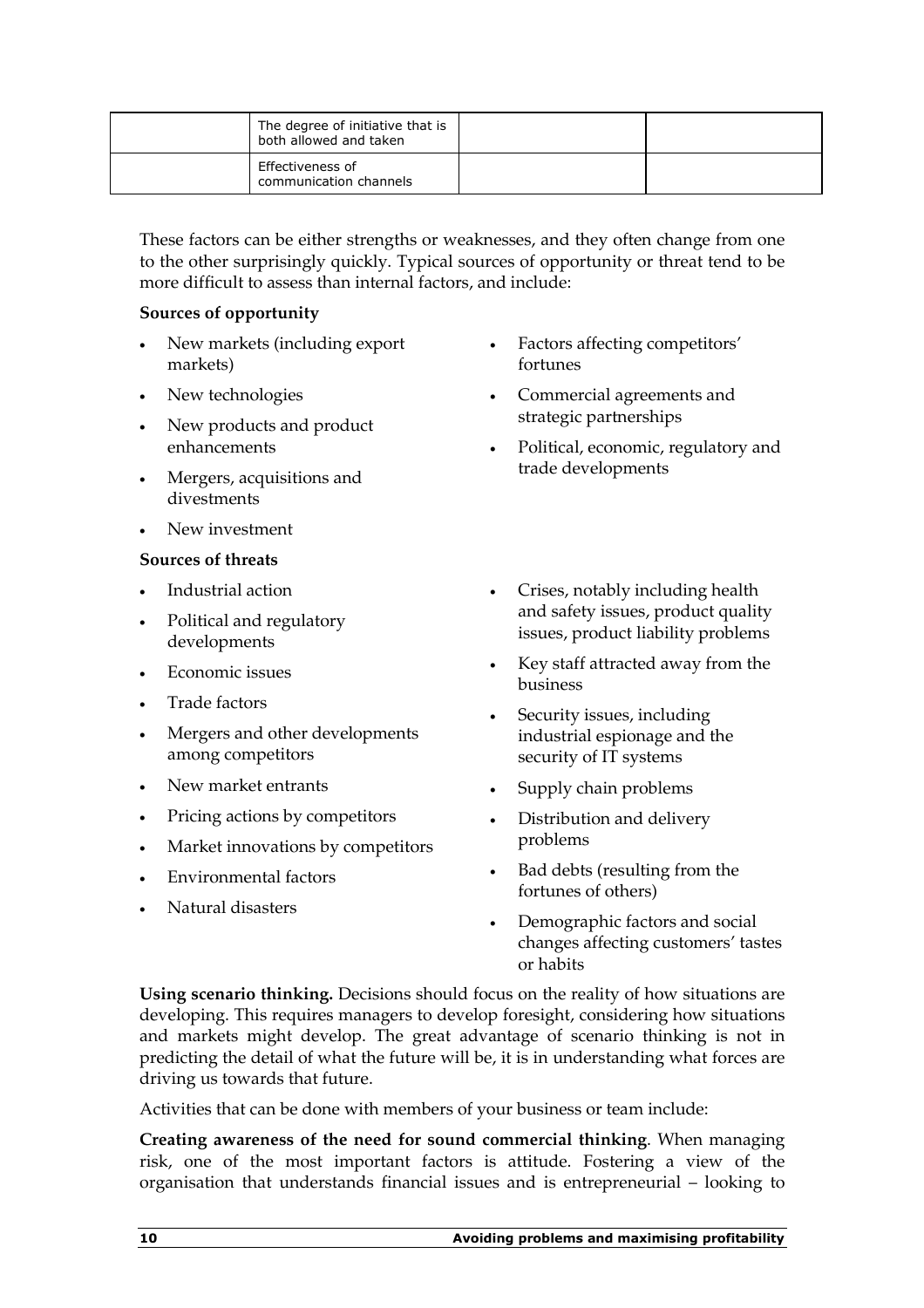| | | | |
|---|---|---|---|
| | The degree of initiative that is both allowed and taken | | |
| | Effectiveness of communication channels | | |

These factors can be either strengths or weaknesses, and they often change from one to the other surprisingly quickly. Typical sources of opportunity or threat tend to be more difficult to assess than internal factors, and include:

**Sources of opportunity**

- New markets (including export markets)
- New technologies
- New products and product enhancements
- Mergers, acquisitions and divestments
- New investment
- Factors affecting competitors' fortunes
- Commercial agreements and strategic partnerships
- Political, economic, regulatory and trade developments

**Sources of threats**

- Industrial action
- Political and regulatory developments
- Economic issues
- Trade factors
- Mergers and other developments among competitors
- New market entrants
- Pricing actions by competitors
- Market innovations by competitors
- Environmental factors
- Natural disasters
- Crises, notably including health and safety issues, product quality issues, product liability problems
- Key staff attracted away from the business
- Security issues, including industrial espionage and the security of IT systems
- Supply chain problems
- Distribution and delivery problems
- Bad debts (resulting from the fortunes of others)
- Demographic factors and social changes affecting customers' tastes or habits

**Using scenario thinking.** Decisions should focus on the reality of how situations are developing. This requires managers to develop foresight, considering how situations and markets might develop. The great advantage of scenario thinking is not in predicting the detail of what the future will be, it is in understanding what forces are driving us towards that future.

Activities that can be done with members of your business or team include:

**Creating awareness of the need for sound commercial thinking**. When managing risk, one of the most important factors is attitude. Fostering a view of the organisation that understands financial issues and is entrepreneurial – looking to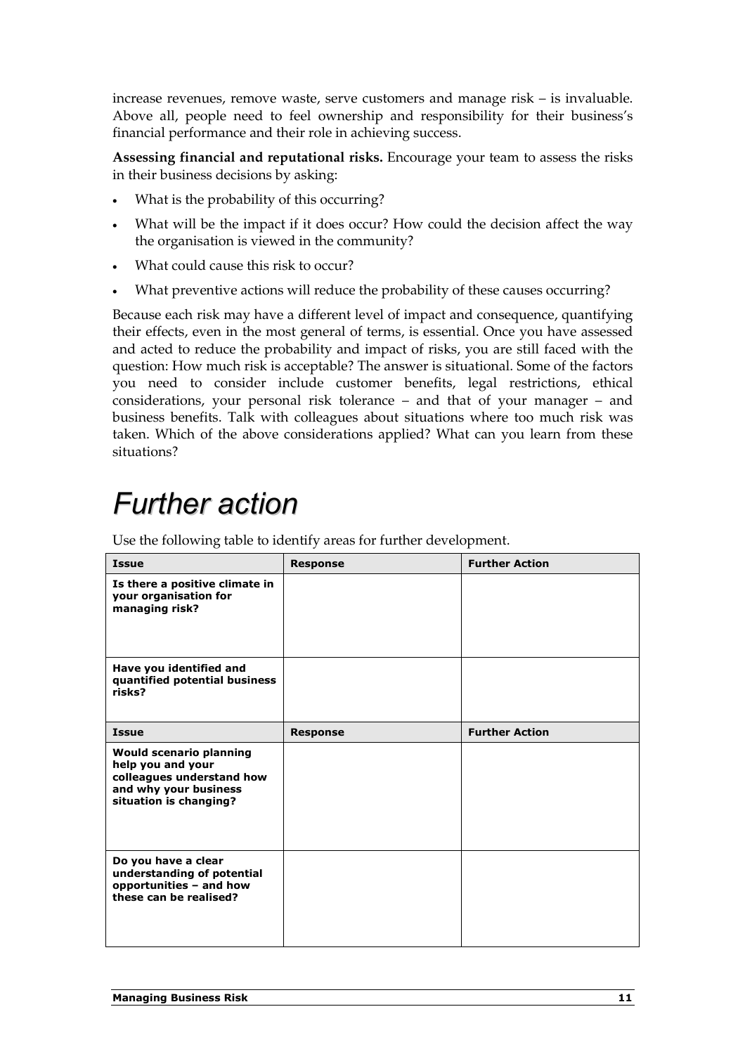increase revenues, remove waste, serve customers and manage risk – is invaluable. Above all, people need to feel ownership and responsibility for their business's financial performance and their role in achieving success.

**Assessing financial and reputational risks.** Encourage your team to assess the risks in their business decisions by asking:

- What is the probability of this occurring?
- What will be the impact if it does occur? How could the decision affect the way the organisation is viewed in the community?
- What could cause this risk to occur?
- What preventive actions will reduce the probability of these causes occurring?

Because each risk may have a different level of impact and consequence, quantifying their effects, even in the most general of terms, is essential. Once you have assessed and acted to reduce the probability and impact of risks, you are still faced with the question: How much risk is acceptable? The answer is situational. Some of the factors you need to consider include customer benefits, legal restrictions, ethical considerations, your personal risk tolerance – and that of your manager – and business benefits. Talk with colleagues about situations where too much risk was taken. Which of the above considerations applied? What can you learn from these situations?

# *Further action*

Use the following table to identify areas for further development.

| Issue | Response | Further Action |
|---|---|---|
| **Is there a positive climate in your organisation for managing risk?** | | |
| **Have you identified and quantified potential business risks?** | | |
| **Would scenario planning help you and your colleagues understand how and why your business situation is changing?** | | |
| **Do you have a clear understanding of potential opportunities – and how these can be realised?** | | |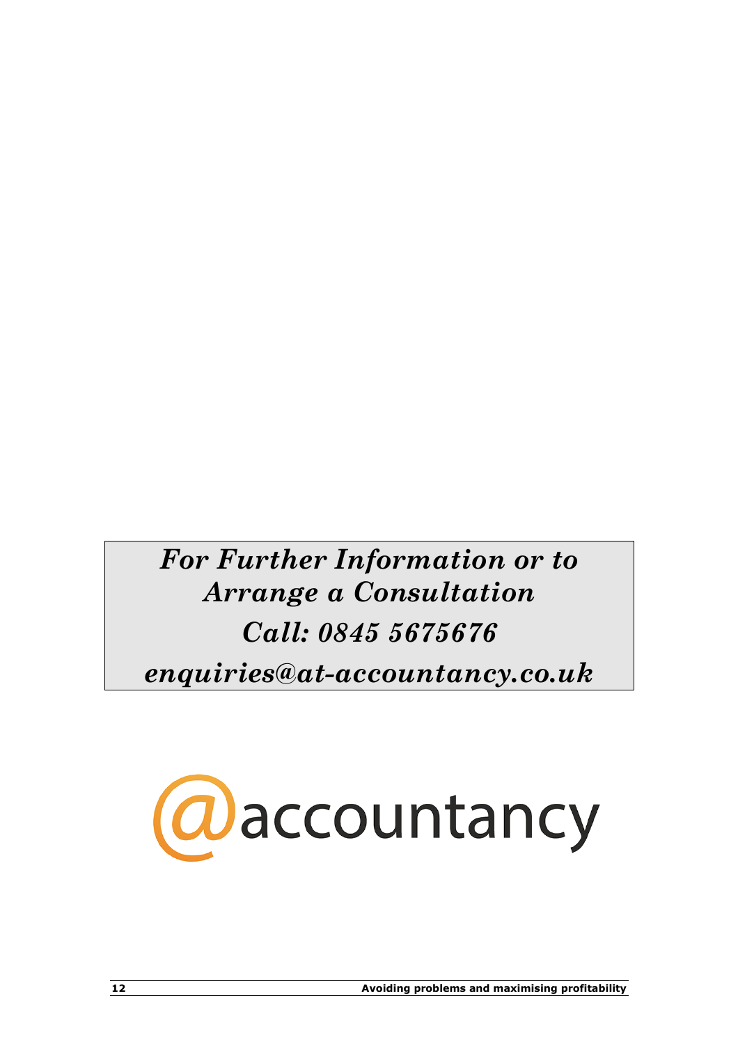***For Further Information or to Arrange a Consultation***

***Call: 0845 5675676***

***enquiries@at-accountancy.co.uk***

@accountancy